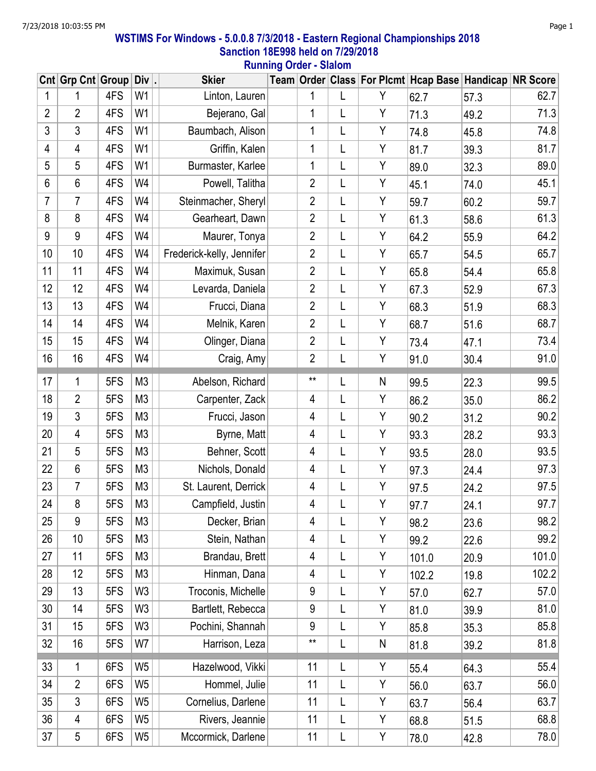## WSTIMS For Windows - 5.0.0.8 7/3/2018 - Eastern Regional Championships 2018
## Sanction 18E998 held on 7/29/2018
## Running Order - Slalom

| Cnt | Grp Cnt | Group | Div | . | Skier | Team | Order | Class | For Plcmt | Hcap Base | Handicap | NR Score |
|---|---|---|---|---|---|---|---|---|---|---|---|---|
| 1 | 1 | 4FS | W1 | | Linton, Lauren | | 1 | L | Y | 62.7 | 57.3 | 62.7 |
| 2 | 2 | 4FS | W1 | | Bejerano, Gal | | 1 | L | Y | 71.3 | 49.2 | 71.3 |
| 3 | 3 | 4FS | W1 | | Baumbach, Alison | | 1 | L | Y | 74.8 | 45.8 | 74.8 |
| 4 | 4 | 4FS | W1 | | Griffin, Kalen | | 1 | L | Y | 81.7 | 39.3 | 81.7 |
| 5 | 5 | 4FS | W1 | | Burmaster, Karlee | | 1 | L | Y | 89.0 | 32.3 | 89.0 |
| 6 | 6 | 4FS | W4 | | Powell, Talitha | | 2 | L | Y | 45.1 | 74.0 | 45.1 |
| 7 | 7 | 4FS | W4 | | Steinmacher, Sheryl | | 2 | L | Y | 59.7 | 60.2 | 59.7 |
| 8 | 8 | 4FS | W4 | | Gearheart, Dawn | | 2 | L | Y | 61.3 | 58.6 | 61.3 |
| 9 | 9 | 4FS | W4 | | Maurer, Tonya | | 2 | L | Y | 64.2 | 55.9 | 64.2 |
| 10 | 10 | 4FS | W4 | | Frederick-kelly, Jennifer | | 2 | L | Y | 65.7 | 54.5 | 65.7 |
| 11 | 11 | 4FS | W4 | | Maximuk, Susan | | 2 | L | Y | 65.8 | 54.4 | 65.8 |
| 12 | 12 | 4FS | W4 | | Levarda, Daniela | | 2 | L | Y | 67.3 | 52.9 | 67.3 |
| 13 | 13 | 4FS | W4 | | Frucci, Diana | | 2 | L | Y | 68.3 | 51.9 | 68.3 |
| 14 | 14 | 4FS | W4 | | Melnik, Karen | | 2 | L | Y | 68.7 | 51.6 | 68.7 |
| 15 | 15 | 4FS | W4 | | Olinger, Diana | | 2 | L | Y | 73.4 | 47.1 | 73.4 |
| 16 | 16 | 4FS | W4 | | Craig, Amy | | 2 | L | Y | 91.0 | 30.4 | 91.0 |
| 17 | 1 | 5FS | M3 | | Abelson, Richard | | ** | L | N | 99.5 | 22.3 | 99.5 |
| 18 | 2 | 5FS | M3 | | Carpenter, Zack | | 4 | L | Y | 86.2 | 35.0 | 86.2 |
| 19 | 3 | 5FS | M3 | | Frucci, Jason | | 4 | L | Y | 90.2 | 31.2 | 90.2 |
| 20 | 4 | 5FS | M3 | | Byrne, Matt | | 4 | L | Y | 93.3 | 28.2 | 93.3 |
| 21 | 5 | 5FS | M3 | | Behner, Scott | | 4 | L | Y | 93.5 | 28.0 | 93.5 |
| 22 | 6 | 5FS | M3 | | Nichols, Donald | | 4 | L | Y | 97.3 | 24.4 | 97.3 |
| 23 | 7 | 5FS | M3 | | St. Laurent, Derrick | | 4 | L | Y | 97.5 | 24.2 | 97.5 |
| 24 | 8 | 5FS | M3 | | Campfield, Justin | | 4 | L | Y | 97.7 | 24.1 | 97.7 |
| 25 | 9 | 5FS | M3 | | Decker, Brian | | 4 | L | Y | 98.2 | 23.6 | 98.2 |
| 26 | 10 | 5FS | M3 | | Stein, Nathan | | 4 | L | Y | 99.2 | 22.6 | 99.2 |
| 27 | 11 | 5FS | M3 | | Brandau, Brett | | 4 | L | Y | 101.0 | 20.9 | 101.0 |
| 28 | 12 | 5FS | M3 | | Hinman, Dana | | 4 | L | Y | 102.2 | 19.8 | 102.2 |
| 29 | 13 | 5FS | W3 | | Troconis, Michelle | | 9 | L | Y | 57.0 | 62.7 | 57.0 |
| 30 | 14 | 5FS | W3 | | Bartlett, Rebecca | | 9 | L | Y | 81.0 | 39.9 | 81.0 |
| 31 | 15 | 5FS | W3 | | Pochini, Shannah | | 9 | L | Y | 85.8 | 35.3 | 85.8 |
| 32 | 16 | 5FS | W7 | | Harrison, Leza | | ** | L | N | 81.8 | 39.2 | 81.8 |
| 33 | 1 | 6FS | W5 | | Hazelwood, Vikki | | 11 | L | Y | 55.4 | 64.3 | 55.4 |
| 34 | 2 | 6FS | W5 | | Hommel, Julie | | 11 | L | Y | 56.0 | 63.7 | 56.0 |
| 35 | 3 | 6FS | W5 | | Cornelius, Darlene | | 11 | L | Y | 63.7 | 56.4 | 63.7 |
| 36 | 4 | 6FS | W5 | | Rivers, Jeannie | | 11 | L | Y | 68.8 | 51.5 | 68.8 |
| 37 | 5 | 6FS | W5 | | Mccormick, Darlene | | 11 | L | Y | 78.0 | 42.8 | 78.0 |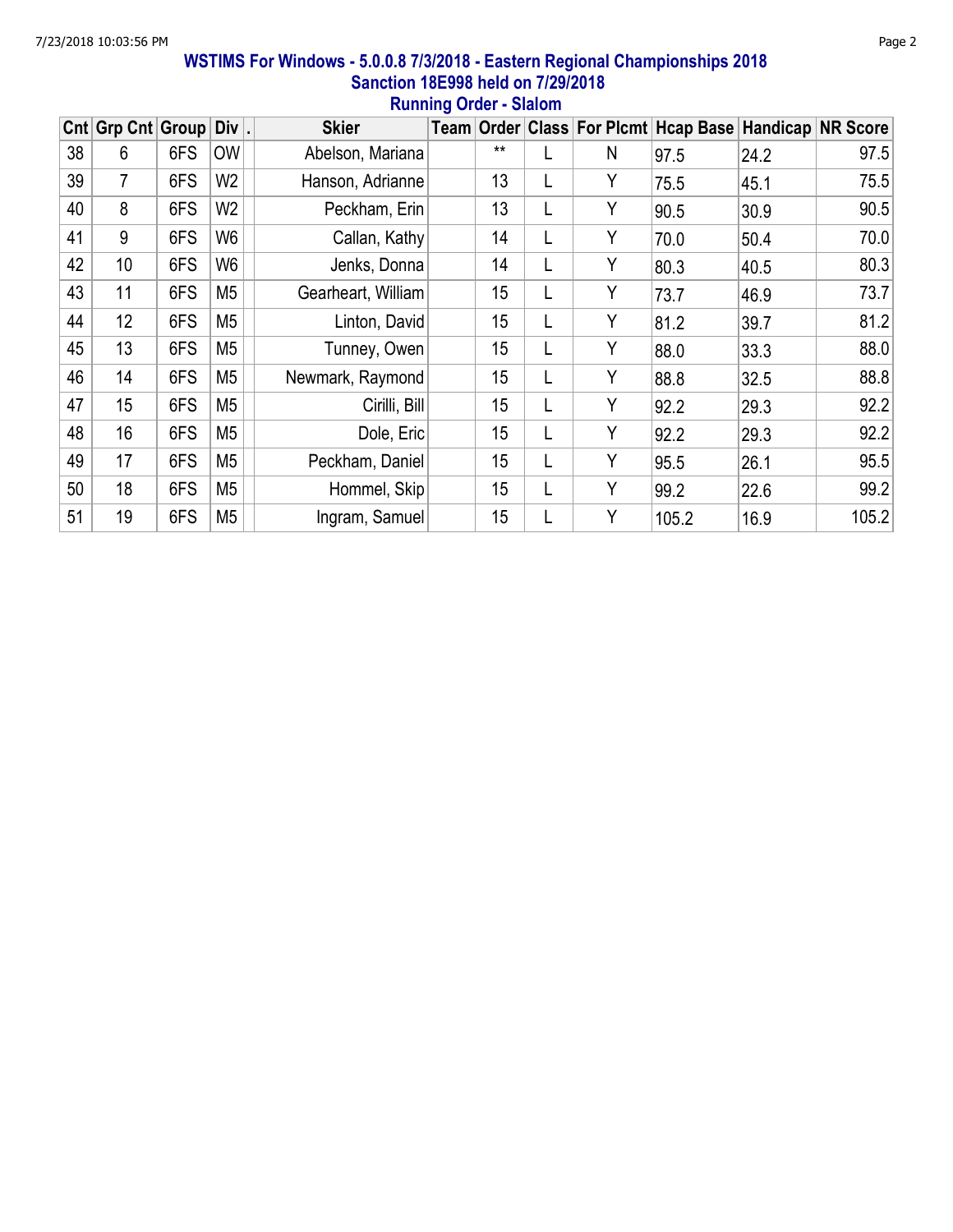## WSTIMS For Windows - 5.0.0.8 7/3/2018 - Eastern Regional Championships 2018
## Sanction 18E998 held on 7/29/2018
## Running Order - Slalom

| Cnt | Grp Cnt | Group | Div | . | Skier | Team | Order | Class | For Plcmt | Hcap Base | Handicap | NR Score |
|---|---|---|---|---|---|---|---|---|---|---|---|---|
| 38 | 6 | 6FS | OW | | Abelson, Mariana | | ** | L | N | 97.5 | 24.2 | 97.5 |
| 39 | 7 | 6FS | W2 | | Hanson, Adrianne | | 13 | L | Y | 75.5 | 45.1 | 75.5 |
| 40 | 8 | 6FS | W2 | | Peckham, Erin | | 13 | L | Y | 90.5 | 30.9 | 90.5 |
| 41 | 9 | 6FS | W6 | | Callan, Kathy | | 14 | L | Y | 70.0 | 50.4 | 70.0 |
| 42 | 10 | 6FS | W6 | | Jenks, Donna | | 14 | L | Y | 80.3 | 40.5 | 80.3 |
| 43 | 11 | 6FS | M5 | | Gearheart, William | | 15 | L | Y | 73.7 | 46.9 | 73.7 |
| 44 | 12 | 6FS | M5 | | Linton, David | | 15 | L | Y | 81.2 | 39.7 | 81.2 |
| 45 | 13 | 6FS | M5 | | Tunney, Owen | | 15 | L | Y | 88.0 | 33.3 | 88.0 |
| 46 | 14 | 6FS | M5 | | Newmark, Raymond | | 15 | L | Y | 88.8 | 32.5 | 88.8 |
| 47 | 15 | 6FS | M5 | | Cirilli, Bill | | 15 | L | Y | 92.2 | 29.3 | 92.2 |
| 48 | 16 | 6FS | M5 | | Dole, Eric | | 15 | L | Y | 92.2 | 29.3 | 92.2 |
| 49 | 17 | 6FS | M5 | | Peckham, Daniel | | 15 | L | Y | 95.5 | 26.1 | 95.5 |
| 50 | 18 | 6FS | M5 | | Hommel, Skip | | 15 | L | Y | 99.2 | 22.6 | 99.2 |
| 51 | 19 | 6FS | M5 | | Ingram, Samuel | | 15 | L | Y | 105.2 | 16.9 | 105.2 |